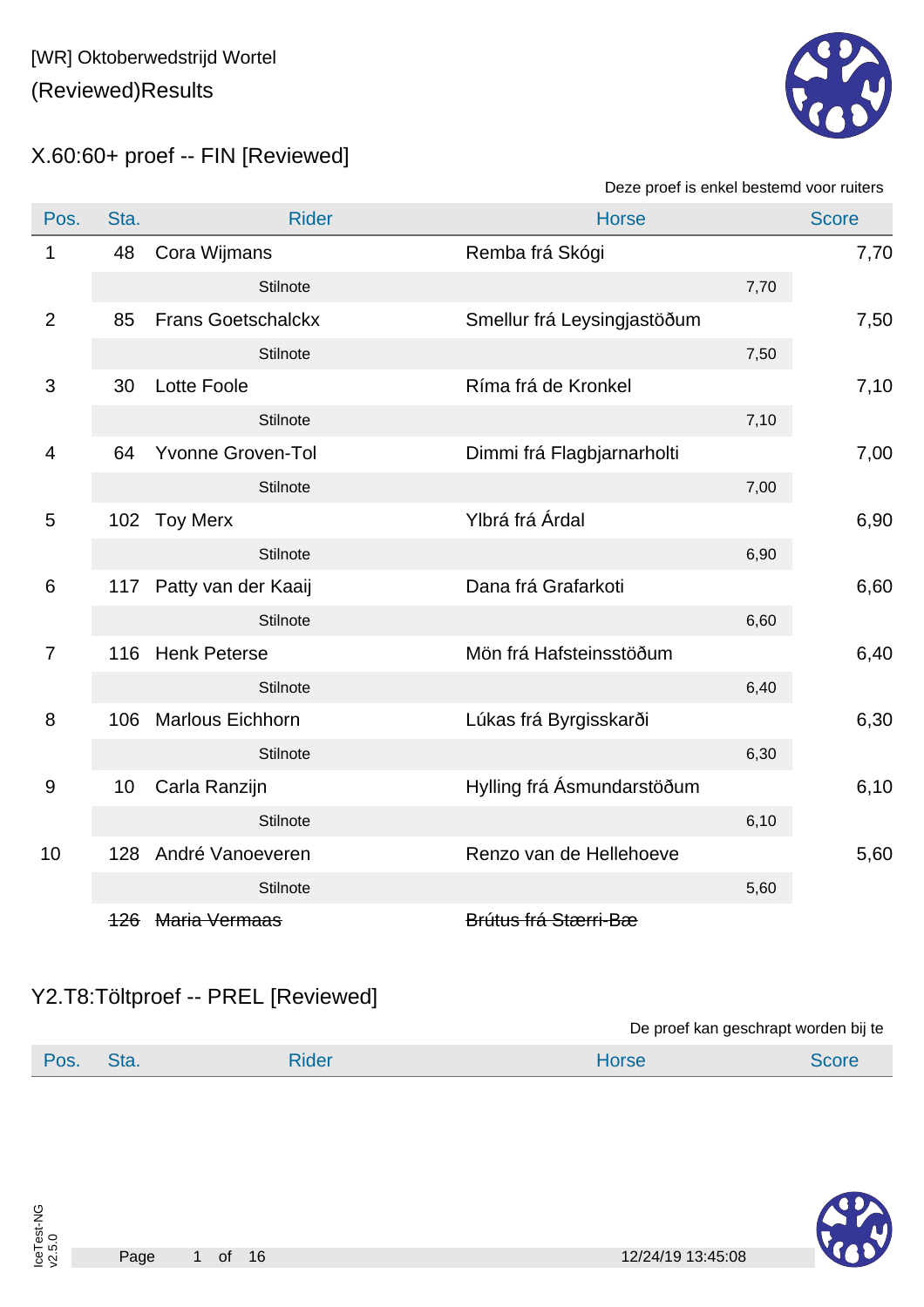[WR] Oktoberwedstrijd Wortel

(Reviewed)Results

## X.60:60+ proef -- FIN [Reviewed]

Deze proef is enkel bestemd voor ruiters

| Pos. | Sta. | Rider | Horse | | Score |
|---|---|---|---|---|---|
| 1 | 48 | Cora Wijmans | Remba frá Skógi | | 7,70 |
| | | Stilnote | | 7,70 | |
| 2 | 85 | Frans Goetschalckx | Smellur frá Leysingjastöðum | | 7,50 |
| | | Stilnote | | 7,50 | |
| 3 | 30 | Lotte Foole | Ríma frá de Kronkel | | 7,10 |
| | | Stilnote | | 7,10 | |
| 4 | 64 | Yvonne Groven-Tol | Dimmi frá Flagbjarnarholti | | 7,00 |
| | | Stilnote | | 7,00 | |
| 5 | 102 | Toy Merx | Ylbrá frá Árdal | | 6,90 |
| | | Stilnote | | 6,90 | |
| 6 | 117 | Patty van der Kaaij | Dana frá Grafarkoti | | 6,60 |
| | | Stilnote | | 6,60 | |
| 7 | 116 | Henk Peterse | Mön frá Hafsteinsstöðum | | 6,40 |
| | | Stilnote | | 6,40 | |
| 8 | 106 | Marlous Eichhorn | Lúkas frá Byrgisskarði | | 6,30 |
| | | Stilnote | | 6,30 | |
| 9 | 10 | Carla Ranzijn | Hylling frá Ásmundarstöðum | | 6,10 |
| | | Stilnote | | 6,10 | |
| 10 | 128 | André Vanoeveren | Renzo van de Hellehoeve | | 5,60 |
| | | Stilnote | | 5,60 | |
| | ~~126~~ | ~~Maria Vermaas~~ | ~~Brútus frá Stærri-Bæ~~ | | |

## Y2.T8:Töltproef -- PREL [Reviewed]

De proef kan geschrapt worden bij te

| Pos. | Sta. | Rider | Horse | Score |
|---|---|---|---|---|

IceTest-NG v2.5.0

12/24/19 13:45:08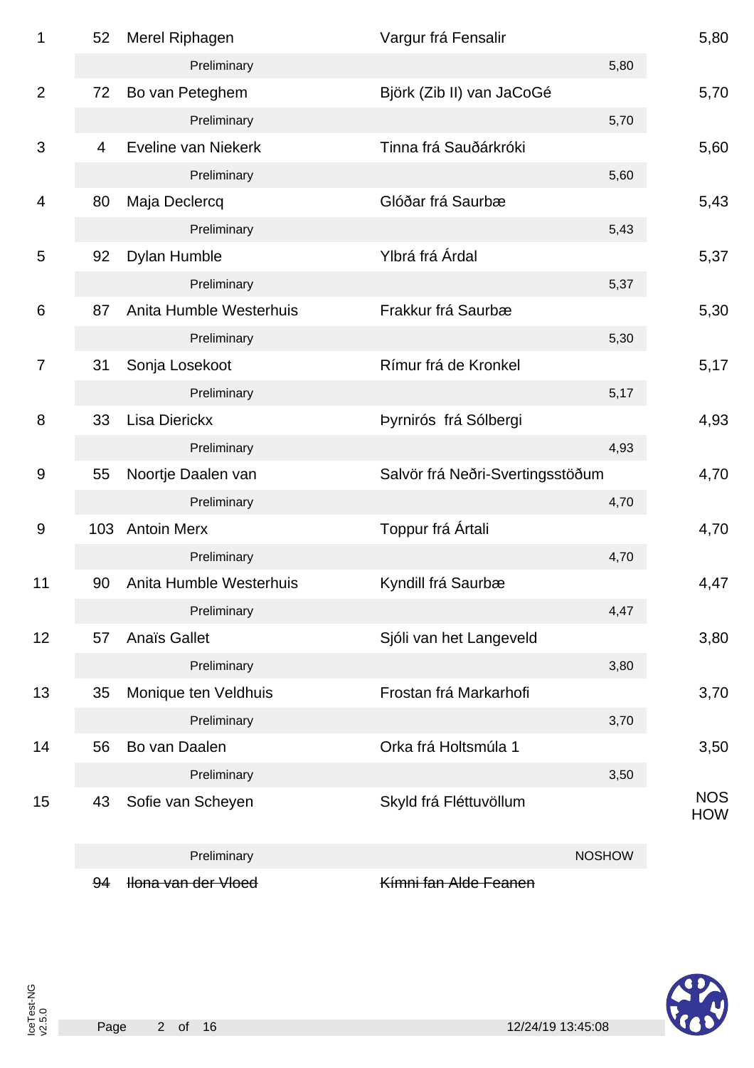| Rank | No. | Rider | Horse | Score |
|---|---|---|---|---|
| 1 | 52 | Merel Riphagen | Vargur frá Fensalir | 5,80 |
| | | Preliminary | 5,80 | |
| 2 | 72 | Bo van Peteghem | Björk (Zib II) van JaCoGé | 5,70 |
| | | Preliminary | 5,70 | |
| 3 | 4 | Eveline van Niekerk | Tinna frá Sauðárkróki | 5,60 |
| | | Preliminary | 5,60 | |
| 4 | 80 | Maja Declercq | Glóðar frá Saurbæ | 5,43 |
| | | Preliminary | 5,43 | |
| 5 | 92 | Dylan Humble | Ylbrá frá Árdal | 5,37 |
| | | Preliminary | 5,37 | |
| 6 | 87 | Anita Humble Westerhuis | Frakkur frá Saurbæ | 5,30 |
| | | Preliminary | 5,30 | |
| 7 | 31 | Sonja Losekoot | Rímur frá de Kronkel | 5,17 |
| | | Preliminary | 5,17 | |
| 8 | 33 | Lisa Dierickx | Þyrnirós  frá Sólbergi | 4,93 |
| | | Preliminary | 4,93 | |
| 9 | 55 | Noortje Daalen van | Salvör frá Neðri-Svertingsstöðum | 4,70 |
| | | Preliminary | 4,70 | |
| 9 | 103 | Antoin Merx | Toppur frá Ártali | 4,70 |
| | | Preliminary | 4,70 | |
| 11 | 90 | Anita Humble Westerhuis | Kyndill frá Saurbæ | 4,47 |
| | | Preliminary | 4,47 | |
| 12 | 57 | Anaïs Gallet | Sjóli van het Langeveld | 3,80 |
| | | Preliminary | 3,80 | |
| 13 | 35 | Monique ten Veldhuis | Frostan frá Markarhofi | 3,70 |
| | | Preliminary | 3,70 | |
| 14 | 56 | Bo van Daalen | Orka frá Holtsmúla 1 | 3,50 |
| | | Preliminary | 3,50 | |
| 15 | 43 | Sofie van Scheyen | Skyld frá Fléttuvöllum | NOSHOW |
| | | Preliminary | NOSHOW | |
| | ~~94~~ | ~~Ilona van der Vloed~~ | ~~Kímni fan Alde Feanen~~ | |

IceTest-NG v2.5.0

12/24/19 13:45:08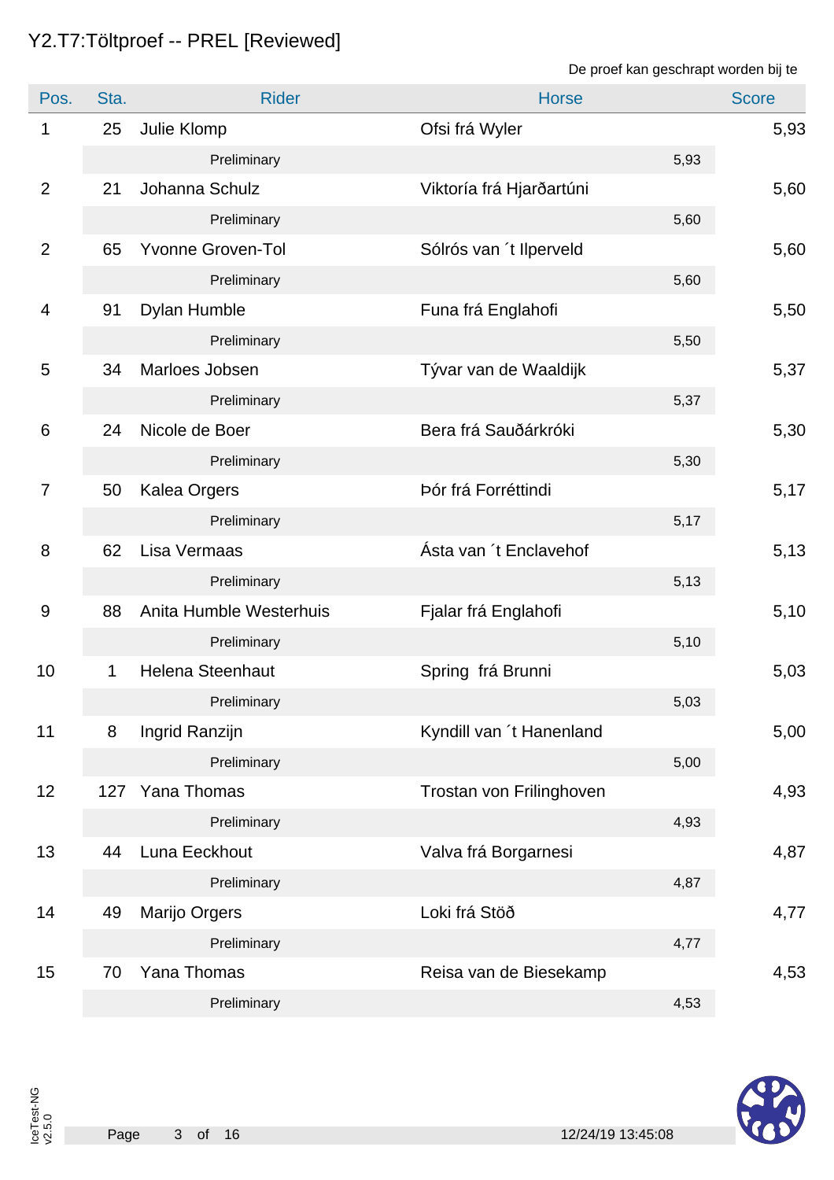# Y2.T7:Töltproef -- PREL [Reviewed]

De proef kan geschrapt worden bij te

| Pos. | Sta. | Rider | Horse | Score |
|---|---|---|---|---|
| 1 | 25 | Julie Klomp | Ofsi frá Wyler | 5,93 |
| | | Preliminary | 5,93 | |
| 2 | 21 | Johanna Schulz | Viktoría frá Hjarðartúni | 5,60 |
| | | Preliminary | 5,60 | |
| 2 | 65 | Yvonne Groven-Tol | Sólrós van ´t Ilperveld | 5,60 |
| | | Preliminary | 5,60 | |
| 4 | 91 | Dylan Humble | Funa frá Englahofi | 5,50 |
| | | Preliminary | 5,50 | |
| 5 | 34 | Marloes Jobsen | Tývar van de Waaldijk | 5,37 |
| | | Preliminary | 5,37 | |
| 6 | 24 | Nicole de Boer | Bera frá Sauðárkróki | 5,30 |
| | | Preliminary | 5,30 | |
| 7 | 50 | Kalea Orgers | Þór frá Forréttindi | 5,17 |
| | | Preliminary | 5,17 | |
| 8 | 62 | Lisa Vermaas | Ásta van ´t Enclavehof | 5,13 |
| | | Preliminary | 5,13 | |
| 9 | 88 | Anita Humble Westerhuis | Fjalar frá Englahofi | 5,10 |
| | | Preliminary | 5,10 | |
| 10 | 1 | Helena Steenhaut | Spring frá Brunni | 5,03 |
| | | Preliminary | 5,03 | |
| 11 | 8 | Ingrid Ranzijn | Kyndill van ´t Hanenland | 5,00 |
| | | Preliminary | 5,00 | |
| 12 | 127 | Yana Thomas | Trostan von Frilinghoven | 4,93 |
| | | Preliminary | 4,93 | |
| 13 | 44 | Luna Eeckhout | Valva frá Borgarnesi | 4,87 |
| | | Preliminary | 4,87 | |
| 14 | 49 | Marijo Orgers | Loki frá Stöð | 4,77 |
| | | Preliminary | 4,77 | |
| 15 | 70 | Yana Thomas | Reisa van de Biesekamp | 4,53 |
| | | Preliminary | 4,53 | |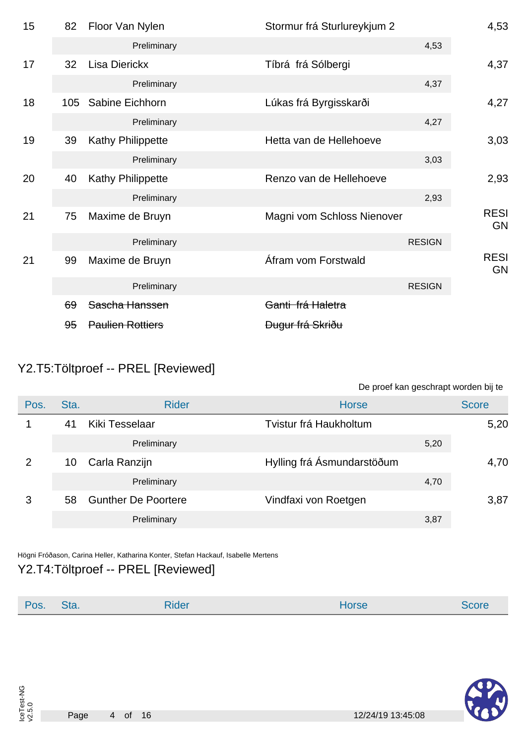| Pos. | Sta. | Rider | Horse | Score |
|---|---|---|---|---|
| 15 | 82 | Floor Van Nylen | Stormur frá Sturlureykjum 2 | 4,53 |
| | | Preliminary | 4,53 | |
| 17 | 32 | Lisa Dierickx | Tíbrá frá Sólbergi | 4,37 |
| | | Preliminary | 4,37 | |
| 18 | 105 | Sabine Eichhorn | Lúkas frá Byrgisskarði | 4,27 |
| | | Preliminary | 4,27 | |
| 19 | 39 | Kathy Philippette | Hetta van de Hellehoeve | 3,03 |
| | | Preliminary | 3,03 | |
| 20 | 40 | Kathy Philippette | Renzo van de Hellehoeve | 2,93 |
| | | Preliminary | 2,93 | |
| 21 | 75 | Maxime de Bruyn | Magni vom Schloss Nienover | RESIGN |
| | | Preliminary | RESIGN | |
| 21 | 99 | Maxime de Bruyn | Áfram vom Forstwald | RESIGN |
| | | Preliminary | RESIGN | |
| | ~~69~~ | ~~Sascha Hanssen~~ | ~~Ganti frá Haletra~~ | |
| | ~~95~~ | ~~Paulien Rottiers~~ | ~~Dugur frá Skriðu~~ | |

## Y2.T5:Töltproef -- PREL [Reviewed]

De proef kan geschrapt worden bij te

| Pos. | Sta. | Rider | Horse | Score |
|---|---|---|---|---|
| 1 | 41 | Kiki Tesselaar | Tvistur frá Haukholtum | 5,20 |
| | | Preliminary | 5,20 | |
| 2 | 10 | Carla Ranzijn | Hylling frá Ásmundarstöðum | 4,70 |
| | | Preliminary | 4,70 | |
| 3 | 58 | Gunther De Poortere | Vindfaxi von Roetgen | 3,87 |
| | | Preliminary | 3,87 | |

Högni Fróðason, Carina Heller, Katharina Konter, Stefan Hackauf, Isabelle Mertens

## Y2.T4:Töltproef -- PREL [Reviewed]

| Pos. | Sta. | Rider | Horse | Score |
|---|---|---|---|---|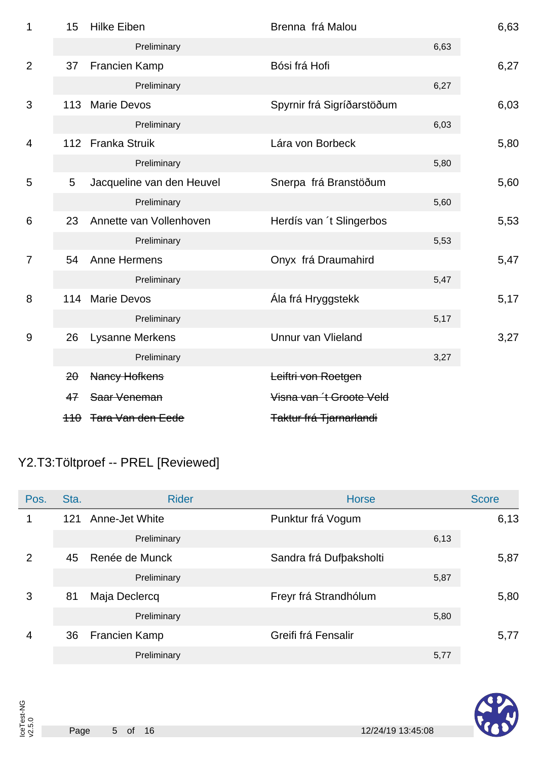| Pos. | Sta. | Rider | Horse | Score |
|---|---|---|---|---|
| 1 | 15 | Hilke Eiben | Brenna frá Malou | 6,63 |
| | | Preliminary | 6,63 | |
| 2 | 37 | Francien Kamp | Bósi frá Hofi | 6,27 |
| | | Preliminary | 6,27 | |
| 3 | 113 | Marie Devos | Spyrnir frá Sigríðarstöðum | 6,03 |
| | | Preliminary | 6,03 | |
| 4 | 112 | Franka Struik | Lára von Borbeck | 5,80 |
| | | Preliminary | 5,80 | |
| 5 | 5 | Jacqueline van den Heuvel | Snerpa frá Branstöðum | 5,60 |
| | | Preliminary | 5,60 | |
| 6 | 23 | Annette van Vollenhoven | Herdís van ´t Slingerbos | 5,53 |
| | | Preliminary | 5,53 | |
| 7 | 54 | Anne Hermens | Onyx frá Draumahird | 5,47 |
| | | Preliminary | 5,47 | |
| 8 | 114 | Marie Devos | Ála frá Hryggstekk | 5,17 |
| | | Preliminary | 5,17 | |
| 9 | 26 | Lysanne Merkens | Unnur van Vlieland | 3,27 |
| | | Preliminary | 3,27 | |
| | ~~20~~ | ~~Nancy Hofkens~~ | ~~Leiftri von Roetgen~~ | |
| | ~~47~~ | ~~Saar Veneman~~ | ~~Visna van ´t Groote Veld~~ | |
| | ~~110~~ | ~~Tara Van den Eede~~ | ~~Taktur frá Tjarnarlandi~~ | |

## Y2.T3:Töltproef -- PREL [Reviewed]

| Pos. | Sta. | Rider | Horse | Score |
|---|---|---|---|---|
| 1 | 121 | Anne-Jet White | Punktur frá Vogum | 6,13 |
| | | Preliminary | 6,13 | |
| 2 | 45 | Renée de Munck | Sandra frá Dufþaksholti | 5,87 |
| | | Preliminary | 5,87 | |
| 3 | 81 | Maja Declercq | Freyr frá Strandhólum | 5,80 |
| | | Preliminary | 5,80 | |
| 4 | 36 | Francien Kamp | Greifi frá Fensalir | 5,77 |
| | | Preliminary | 5,77 | |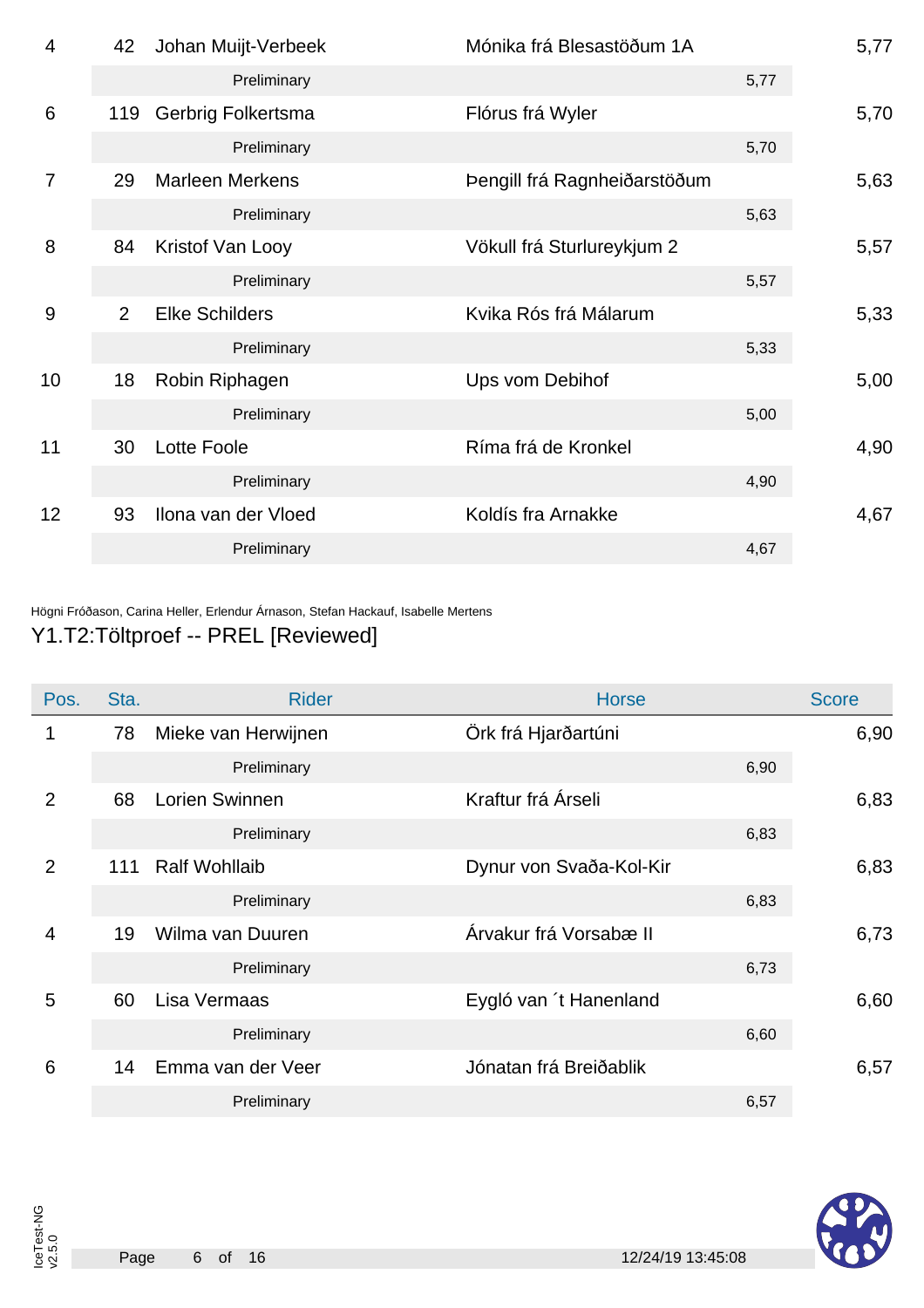| Pos. | Sta. | Rider | Horse | | Score |
|---|---|---|---|---|---|
| 4 | 42 | Johan Muijt-Verbeek | Mónika frá Blesastöðum 1A | | 5,77 |
| | | Preliminary | | 5,77 | |
| 6 | 119 | Gerbrig Folkertsma | Flórus frá Wyler | | 5,70 |
| | | Preliminary | | 5,70 | |
| 7 | 29 | Marleen Merkens | Þengill frá Ragnheiðarstöðum | | 5,63 |
| | | Preliminary | | 5,63 | |
| 8 | 84 | Kristof Van Looy | Vökull frá Sturlureykjum 2 | | 5,57 |
| | | Preliminary | | 5,57 | |
| 9 | 2 | Elke Schilders | Kvika Rós frá Málarum | | 5,33 |
| | | Preliminary | | 5,33 | |
| 10 | 18 | Robin Riphagen | Ups vom Debihof | | 5,00 |
| | | Preliminary | | 5,00 | |
| 11 | 30 | Lotte Foole | Ríma frá de Kronkel | | 4,90 |
| | | Preliminary | | 4,90 | |
| 12 | 93 | Ilona van der Vloed | Koldís fra Arnakke | | 4,67 |
| | | Preliminary | | 4,67 | |

Högni Fróðason, Carina Heller, Erlendur Árnason, Stefan Hackauf, Isabelle Mertens

## Y1.T2:Töltproef -- PREL [Reviewed]

| Pos. | Sta. | Rider | Horse | | Score |
|---|---|---|---|---|---|
| 1 | 78 | Mieke van Herwijnen | Örk frá Hjarðartúni | | 6,90 |
| | | Preliminary | | 6,90 | |
| 2 | 68 | Lorien Swinnen | Kraftur frá Árseli | | 6,83 |
| | | Preliminary | | 6,83 | |
| 2 | 111 | Ralf Wohllaib | Dynur von Svaða-Kol-Kir | | 6,83 |
| | | Preliminary | | 6,83 | |
| 4 | 19 | Wilma van Duuren | Árvakur frá Vorsabæ II | | 6,73 |
| | | Preliminary | | 6,73 | |
| 5 | 60 | Lisa Vermaas | Eygló van ´t Hanenland | | 6,60 |
| | | Preliminary | | 6,60 | |
| 6 | 14 | Emma van der Veer | Jónatan frá Breiðablik | | 6,57 |
| | | Preliminary | | 6,57 | |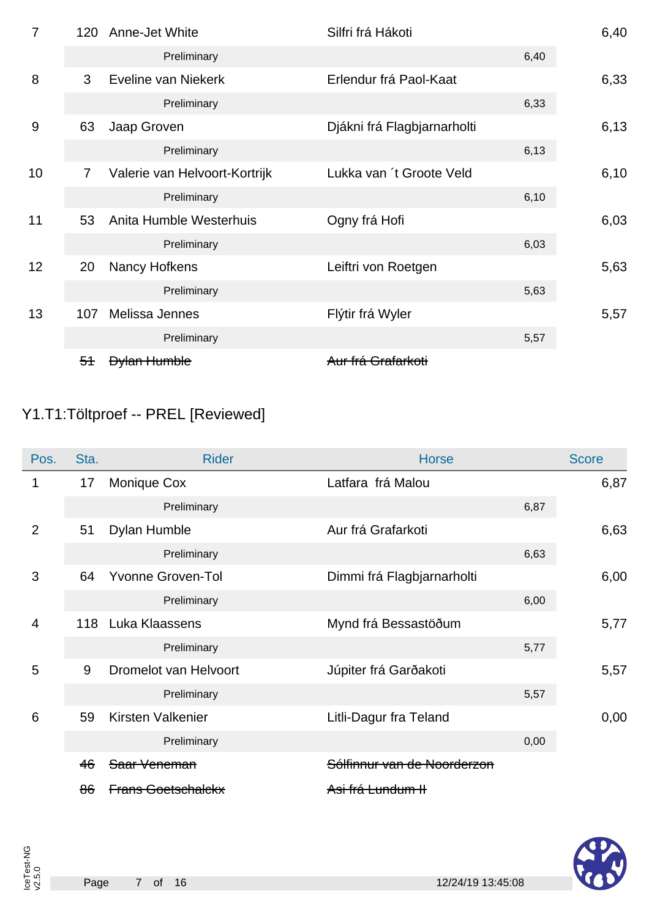| Pos. | Sta. | Rider | Horse | | Score |
|---|---|---|---|---|---|
| 7 | 120 | Anne-Jet White | Silfri frá Hákoti | | 6,40 |
| | | Preliminary | | 6,40 | |
| 8 | 3 | Eveline van Niekerk | Erlendur frá Paol-Kaat | | 6,33 |
| | | Preliminary | | 6,33 | |
| 9 | 63 | Jaap Groven | Djákni frá Flagbjarnarholti | | 6,13 |
| | | Preliminary | | 6,13 | |
| 10 | 7 | Valerie van Helvoort-Kortrijk | Lukka van ´t Groote Veld | | 6,10 |
| | | Preliminary | | 6,10 | |
| 11 | 53 | Anita Humble Westerhuis | Ogny frá Hofi | | 6,03 |
| | | Preliminary | | 6,03 | |
| 12 | 20 | Nancy Hofkens | Leiftri von Roetgen | | 5,63 |
| | | Preliminary | | 5,63 | |
| 13 | 107 | Melissa Jennes | Flýtir frá Wyler | | 5,57 |
| | | Preliminary | | 5,57 | |
| | ~~51~~ | ~~Dylan Humble~~ | ~~Aur frá Grafarkoti~~ | | |

## Y1.T1:Töltproef -- PREL [Reviewed]

| Pos. | Sta. | Rider | Horse | | Score |
|---|---|---|---|---|---|
| 1 | 17 | Monique Cox | Latfara  frá Malou | | 6,87 |
| | | Preliminary | | 6,87 | |
| 2 | 51 | Dylan Humble | Aur frá Grafarkoti | | 6,63 |
| | | Preliminary | | 6,63 | |
| 3 | 64 | Yvonne Groven-Tol | Dimmi frá Flagbjarnarholti | | 6,00 |
| | | Preliminary | | 6,00 | |
| 4 | 118 | Luka Klaassens | Mynd frá Bessastöðum | | 5,77 |
| | | Preliminary | | 5,77 | |
| 5 | 9 | Dromelot van Helvoort | Júpiter frá Garðakoti | | 5,57 |
| | | Preliminary | | 5,57 | |
| 6 | 59 | Kirsten Valkenier | Litli-Dagur fra Teland | | 0,00 |
| | | Preliminary | | 0,00 | |
| | ~~46~~ | ~~Saar Veneman~~ | ~~Sólfinnur van de Noorderzon~~ | | |
| | ~~86~~ | ~~Frans Goetschalckx~~ | ~~Asi frá Lundum II~~ | | |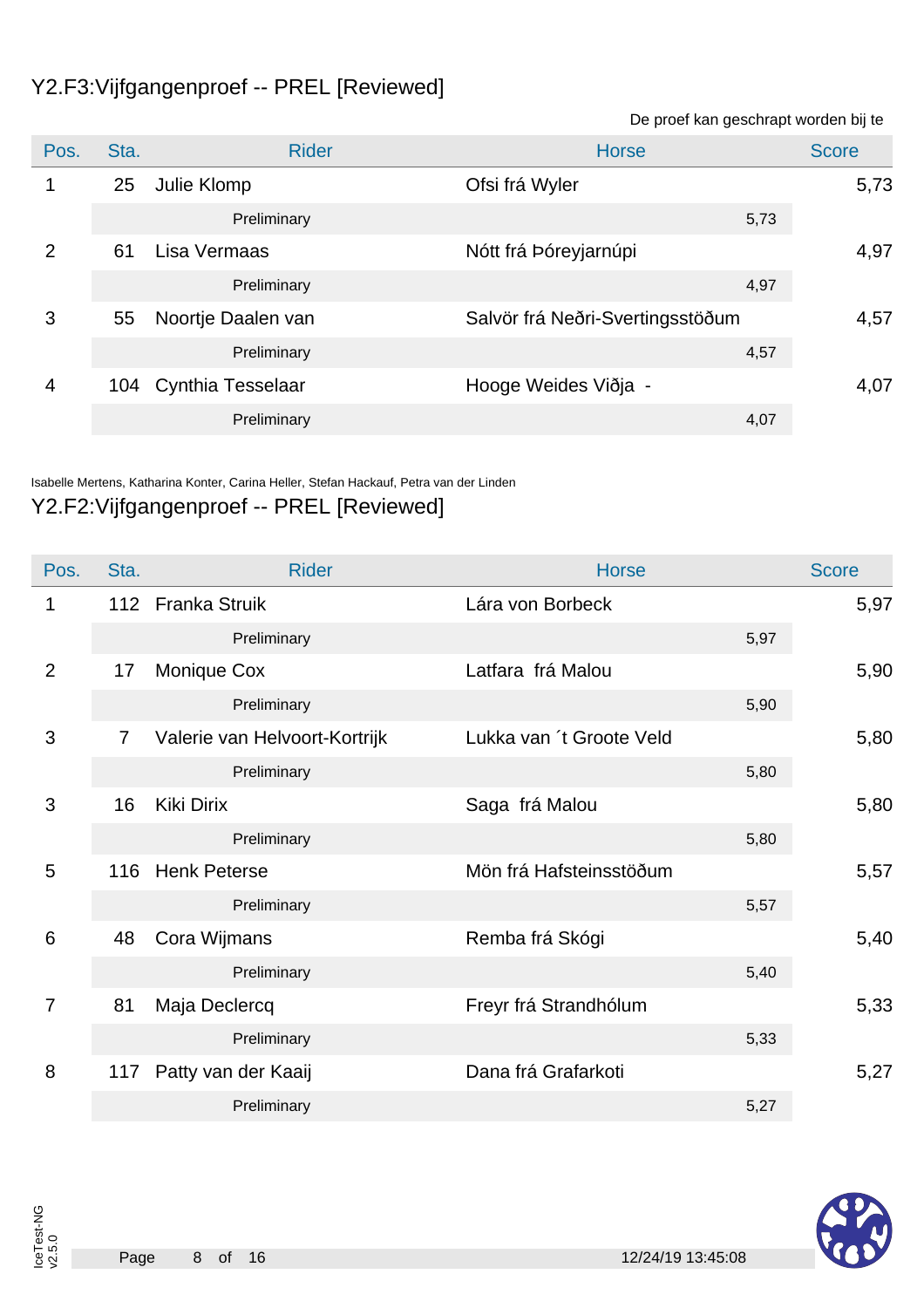## Y2.F3:Vijfgangenproef -- PREL [Reviewed]

De proef kan geschrapt worden bij te

| Pos. | Sta. | Rider | Horse | Score |
|---|---|---|---|---|
| 1 | 25 | Julie Klomp | Ofsi frá Wyler | 5,73 |
| | | Preliminary | 5,73 | |
| 2 | 61 | Lisa Vermaas | Nótt frá Þóreyjarnúpi | 4,97 |
| | | Preliminary | 4,97 | |
| 3 | 55 | Noortje Daalen van | Salvör frá Neðri-Svertingsstöðum | 4,57 |
| | | Preliminary | 4,57 | |
| 4 | 104 | Cynthia Tesselaar | Hooge Weides Viðja - | 4,07 |
| | | Preliminary | 4,07 | |

Isabelle Mertens, Katharina Konter, Carina Heller, Stefan Hackauf, Petra van der Linden

## Y2.F2:Vijfgangenproef -- PREL [Reviewed]

| Pos. | Sta. | Rider | Horse | Score |
|---|---|---|---|---|
| 1 | 112 | Franka Struik | Lára von Borbeck | 5,97 |
| | | Preliminary | 5,97 | |
| 2 | 17 | Monique Cox | Latfara frá Malou | 5,90 |
| | | Preliminary | 5,90 | |
| 3 | 7 | Valerie van Helvoort-Kortrijk | Lukka van ´t Groote Veld | 5,80 |
| | | Preliminary | 5,80 | |
| 3 | 16 | Kiki Dirix | Saga frá Malou | 5,80 |
| | | Preliminary | 5,80 | |
| 5 | 116 | Henk Peterse | Mön frá Hafsteinsstöðum | 5,57 |
| | | Preliminary | 5,57 | |
| 6 | 48 | Cora Wijmans | Remba frá Skógi | 5,40 |
| | | Preliminary | 5,40 | |
| 7 | 81 | Maja Declercq | Freyr frá Strandhólum | 5,33 |
| | | Preliminary | 5,33 | |
| 8 | 117 | Patty van der Kaaij | Dana frá Grafarkoti | 5,27 |
| | | Preliminary | 5,27 | |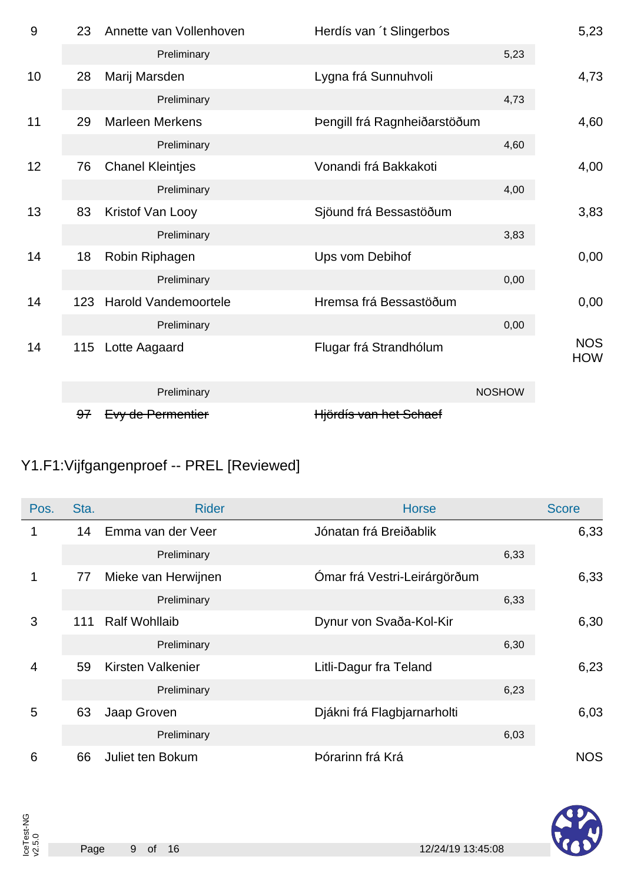| Pos. | Sta. | Rider | Horse | Score |
|---|---|---|---|---|
| 9 | 23 | Annette van Vollenhoven | Herdís van ´t Slingerbos | 5,23 |
| | | Preliminary | 5,23 | |
| 10 | 28 | Marij Marsden | Lygna frá Sunnuhvoli | 4,73 |
| | | Preliminary | 4,73 | |
| 11 | 29 | Marleen Merkens | Þengill frá Ragnheiðarstöðum | 4,60 |
| | | Preliminary | 4,60 | |
| 12 | 76 | Chanel Kleintjes | Vonandi frá Bakkakoti | 4,00 |
| | | Preliminary | 4,00 | |
| 13 | 83 | Kristof Van Looy | Sjöund frá Bessastöðum | 3,83 |
| | | Preliminary | 3,83 | |
| 14 | 18 | Robin Riphagen | Ups vom Debihof | 0,00 |
| | | Preliminary | 0,00 | |
| 14 | 123 | Harold Vandemoortele | Hremsa frá Bessastöðum | 0,00 |
| | | Preliminary | 0,00 | |
| 14 | 115 | Lotte Aagaard | Flugar frá Strandhólum | NOSHOW |
| | | Preliminary | NOSHOW | |
| | ~~97~~ | ~~Evy de Permentier~~ | ~~Hjördís van het Schaef~~ | |

## Y1.F1:Vijfgangenproef -- PREL [Reviewed]

| Pos. | Sta. | Rider | Horse | Score |
|---|---|---|---|---|
| 1 | 14 | Emma van der Veer | Jónatan frá Breiðablik | 6,33 |
| | | Preliminary | 6,33 | |
| 1 | 77 | Mieke van Herwijnen | Ómar frá Vestri-Leirárgörðum | 6,33 |
| | | Preliminary | 6,33 | |
| 3 | 111 | Ralf Wohllaib | Dynur von Svaða-Kol-Kir | 6,30 |
| | | Preliminary | 6,30 | |
| 4 | 59 | Kirsten Valkenier | Litli-Dagur fra Teland | 6,23 |
| | | Preliminary | 6,23 | |
| 5 | 63 | Jaap Groven | Djákni frá Flagbjarnarholti | 6,03 |
| | | Preliminary | 6,03 | |
| 6 | 66 | Juliet ten Bokum | Þórarinn frá Krá | NOS |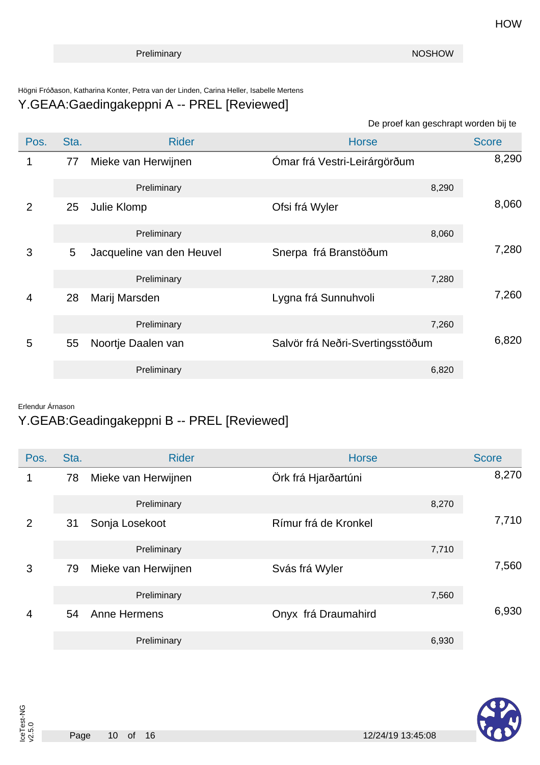HOW

| Preliminary | NOSHOW |
|---|---|

Högni Fróðason, Katharina Konter, Petra van der Linden, Carina Heller, Isabelle Mertens

## Y.GEAA:Gaedingakeppni A -- PREL [Reviewed]

De proef kan geschrapt worden bij te

| Pos. | Sta. | Rider | Horse | Score |
|---|---|---|---|---|
| 1 | 77 | Mieke van Herwijnen | Ómar frá Vestri-Leirárgörðum | 8,290 |
| | | Preliminary | 8,290 | |
| 2 | 25 | Julie Klomp | Ofsi frá Wyler | 8,060 |
| | | Preliminary | 8,060 | |
| 3 | 5 | Jacqueline van den Heuvel | Snerpa frá Branstöðum | 7,280 |
| | | Preliminary | 7,280 | |
| 4 | 28 | Marij Marsden | Lygna frá Sunnuhvoli | 7,260 |
| | | Preliminary | 7,260 | |
| 5 | 55 | Noortje Daalen van | Salvör frá Neðri-Svertingsstöðum | 6,820 |
| | | Preliminary | 6,820 | |

Erlendur Árnason

## Y.GEAB:Geadingakeppni B -- PREL [Reviewed]

| Pos. | Sta. | Rider | Horse | Score |
|---|---|---|---|---|
| 1 | 78 | Mieke van Herwijnen | Örk frá Hjarðartúni | 8,270 |
| | | Preliminary | 8,270 | |
| 2 | 31 | Sonja Losekoot | Rímur frá de Kronkel | 7,710 |
| | | Preliminary | 7,710 | |
| 3 | 79 | Mieke van Herwijnen | Svás frá Wyler | 7,560 |
| | | Preliminary | 7,560 | |
| 4 | 54 | Anne Hermens | Onyx frá Draumahird | 6,930 |
| | | Preliminary | 6,930 | |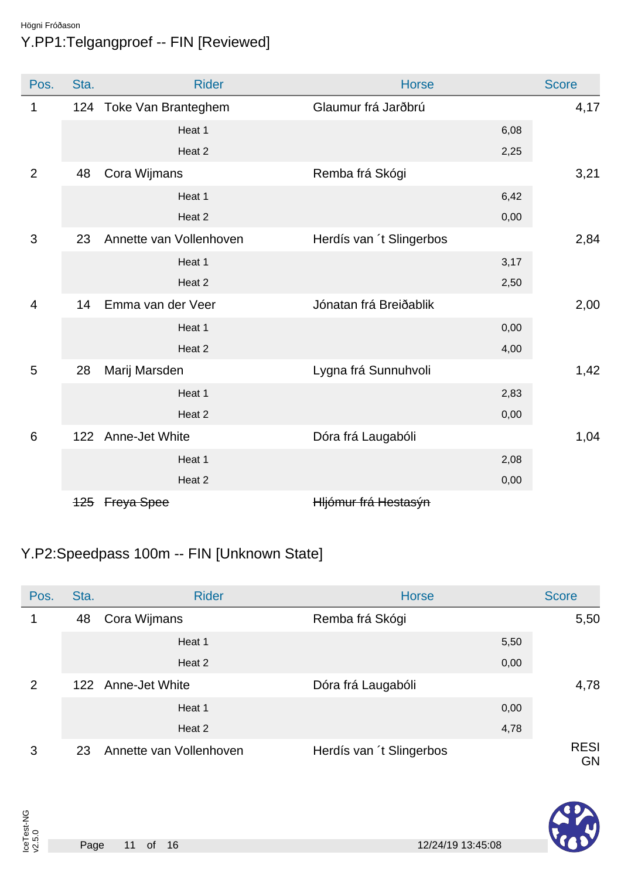Högni Fróðason

## Y.PP1:Telgangproef -- FIN [Reviewed]

| Pos. | Sta. | Rider | Horse | Score |
|---|---|---|---|---|
| 1 | 124 | Toke Van Branteghem | Glaumur frá Jarðbrú | 4,17 |
| | | Heat 1 | 6,08 | |
| | | Heat 2 | 2,25 | |
| 2 | 48 | Cora Wijmans | Remba frá Skógi | 3,21 |
| | | Heat 1 | 6,42 | |
| | | Heat 2 | 0,00 | |
| 3 | 23 | Annette van Vollenhoven | Herdís van ´t Slingerbos | 2,84 |
| | | Heat 1 | 3,17 | |
| | | Heat 2 | 2,50 | |
| 4 | 14 | Emma van der Veer | Jónatan frá Breiðablik | 2,00 |
| | | Heat 1 | 0,00 | |
| | | Heat 2 | 4,00 | |
| 5 | 28 | Marij Marsden | Lygna frá Sunnuhvoli | 1,42 |
| | | Heat 1 | 2,83 | |
| | | Heat 2 | 0,00 | |
| 6 | 122 | Anne-Jet White | Dóra frá Laugabóli | 1,04 |
| | | Heat 1 | 2,08 | |
| | | Heat 2 | 0,00 | |
| | ~~125~~ | ~~Freya Spee~~ | ~~Hljómur frá Hestasýn~~ | |

## Y.P2:Speedpass 100m -- FIN [Unknown State]

| Pos. | Sta. | Rider | Horse | Score |
|---|---|---|---|---|
| 1 | 48 | Cora Wijmans | Remba frá Skógi | 5,50 |
| | | Heat 1 | 5,50 | |
| | | Heat 2 | 0,00 | |
| 2 | 122 | Anne-Jet White | Dóra frá Laugabóli | 4,78 |
| | | Heat 1 | 0,00 | |
| | | Heat 2 | 4,78 | |
| 3 | 23 | Annette van Vollenhoven | Herdís van ´t Slingerbos | RESIGN |

IceTest-NG v2.5.0

12/24/19 13:45:08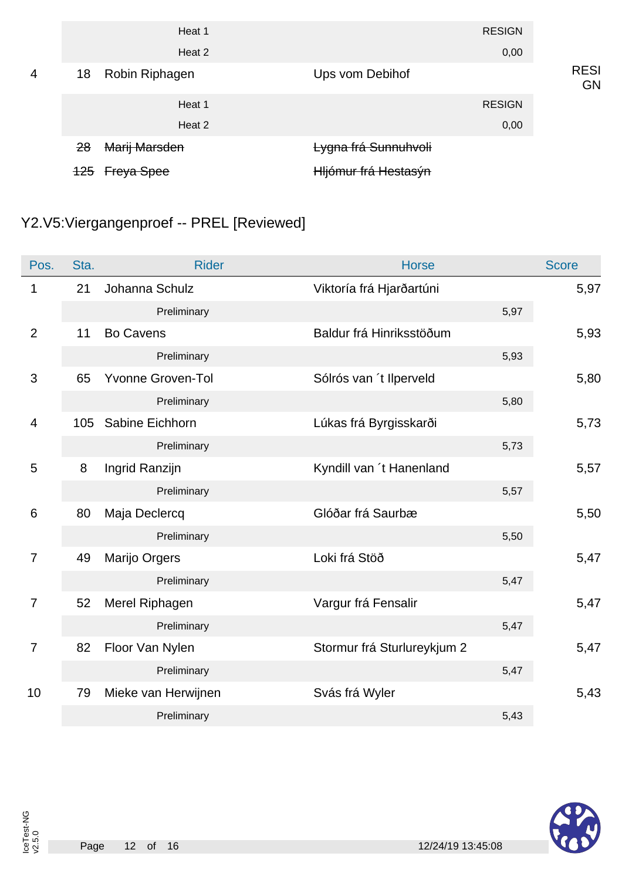| Pos. | Sta. | Rider | Horse | | Score |
|---|---|---|---|---|---|
| | | Heat 1 | | RESIGN | |
| | | Heat 2 | | 0,00 | |
| 4 | 18 | Robin Riphagen | Ups vom Debihof | | RESIGN |
| | | Heat 1 | | RESIGN | |
| | | Heat 2 | | 0,00 | |
| | ~~28~~ | ~~Marij Marsden~~ | ~~Lygna frá Sunnuhvoli~~ | | |
| | ~~125~~ | ~~Freya Spee~~ | ~~Hljómur frá Hestasýn~~ | | |

## Y2.V5:Viergangenproef -- PREL [Reviewed]

| Pos. | Sta. | Rider | Horse | | Score |
|---|---|---|---|---|---|
| 1 | 21 | Johanna Schulz | Viktoría frá Hjarðartúni | | 5,97 |
| | | Preliminary | | 5,97 | |
| 2 | 11 | Bo Cavens | Baldur frá Hinriksstöðum | | 5,93 |
| | | Preliminary | | 5,93 | |
| 3 | 65 | Yvonne Groven-Tol | Sólrós van ´t Ilperveld | | 5,80 |
| | | Preliminary | | 5,80 | |
| 4 | 105 | Sabine Eichhorn | Lúkas frá Byrgisskarði | | 5,73 |
| | | Preliminary | | 5,73 | |
| 5 | 8 | Ingrid Ranzijn | Kyndill van ´t Hanenland | | 5,57 |
| | | Preliminary | | 5,57 | |
| 6 | 80 | Maja Declercq | Glóðar frá Saurbæ | | 5,50 |
| | | Preliminary | | 5,50 | |
| 7 | 49 | Marijo Orgers | Loki frá Stöð | | 5,47 |
| | | Preliminary | | 5,47 | |
| 7 | 52 | Merel Riphagen | Vargur frá Fensalir | | 5,47 |
| | | Preliminary | | 5,47 | |
| 7 | 82 | Floor Van Nylen | Stormur frá Sturlureykjum 2 | | 5,47 |
| | | Preliminary | | 5,47 | |
| 10 | 79 | Mieke van Herwijnen | Svás frá Wyler | | 5,43 |
| | | Preliminary | | 5,43 | |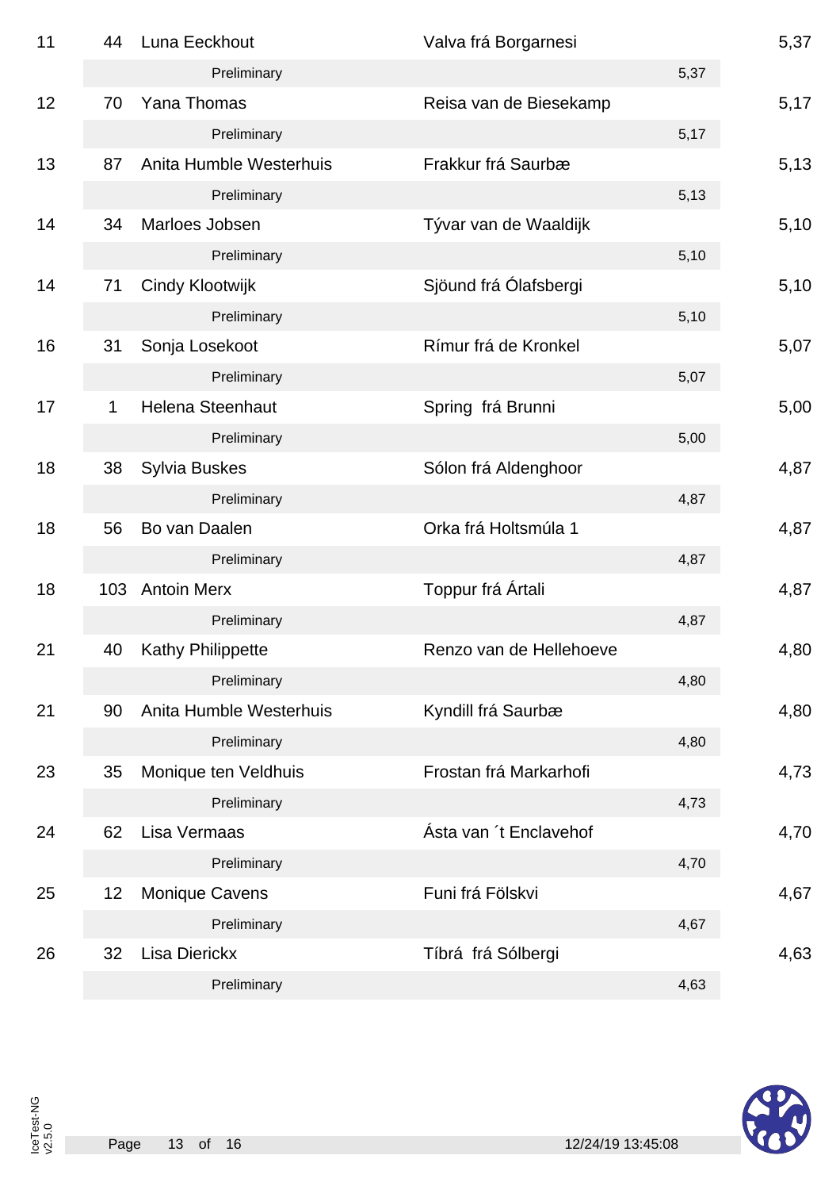| Rank | Nr | Rider | Horse | | Score |
|---|---|---|---|---|---|
| 11 | 44 | Luna Eeckhout | Valva frá Borgarnesi | | 5,37 |
| | | Preliminary | | 5,37 | |
| 12 | 70 | Yana Thomas | Reisa van de Biesekamp | | 5,17 |
| | | Preliminary | | 5,17 | |
| 13 | 87 | Anita Humble Westerhuis | Frakkur frá Saurbæ | | 5,13 |
| | | Preliminary | | 5,13 | |
| 14 | 34 | Marloes Jobsen | Tývar van de Waaldijk | | 5,10 |
| | | Preliminary | | 5,10 | |
| 14 | 71 | Cindy Klootwijk | Sjöund frá Ólafsbergi | | 5,10 |
| | | Preliminary | | 5,10 | |
| 16 | 31 | Sonja Losekoot | Rímur frá de Kronkel | | 5,07 |
| | | Preliminary | | 5,07 | |
| 17 | 1 | Helena Steenhaut | Spring frá Brunni | | 5,00 |
| | | Preliminary | | 5,00 | |
| 18 | 38 | Sylvia Buskes | Sólon frá Aldenghoor | | 4,87 |
| | | Preliminary | | 4,87 | |
| 18 | 56 | Bo van Daalen | Orka frá Holtsmúla 1 | | 4,87 |
| | | Preliminary | | 4,87 | |
| 18 | 103 | Antoin Merx | Toppur frá Ártali | | 4,87 |
| | | Preliminary | | 4,87 | |
| 21 | 40 | Kathy Philippette | Renzo van de Hellehoeve | | 4,80 |
| | | Preliminary | | 4,80 | |
| 21 | 90 | Anita Humble Westerhuis | Kyndill frá Saurbæ | | 4,80 |
| | | Preliminary | | 4,80 | |
| 23 | 35 | Monique ten Veldhuis | Frostan frá Markarhofi | | 4,73 |
| | | Preliminary | | 4,73 | |
| 24 | 62 | Lisa Vermaas | Ásta van ´t Enclavehof | | 4,70 |
| | | Preliminary | | 4,70 | |
| 25 | 12 | Monique Cavens | Funi frá Fölskvi | | 4,67 |
| | | Preliminary | | 4,67 | |
| 26 | 32 | Lisa Dierickx | Tíbrá frá Sólbergi | | 4,63 |
| | | Preliminary | | 4,63 | |

IceTest-NG v2.5.0

12/24/19 13:45:08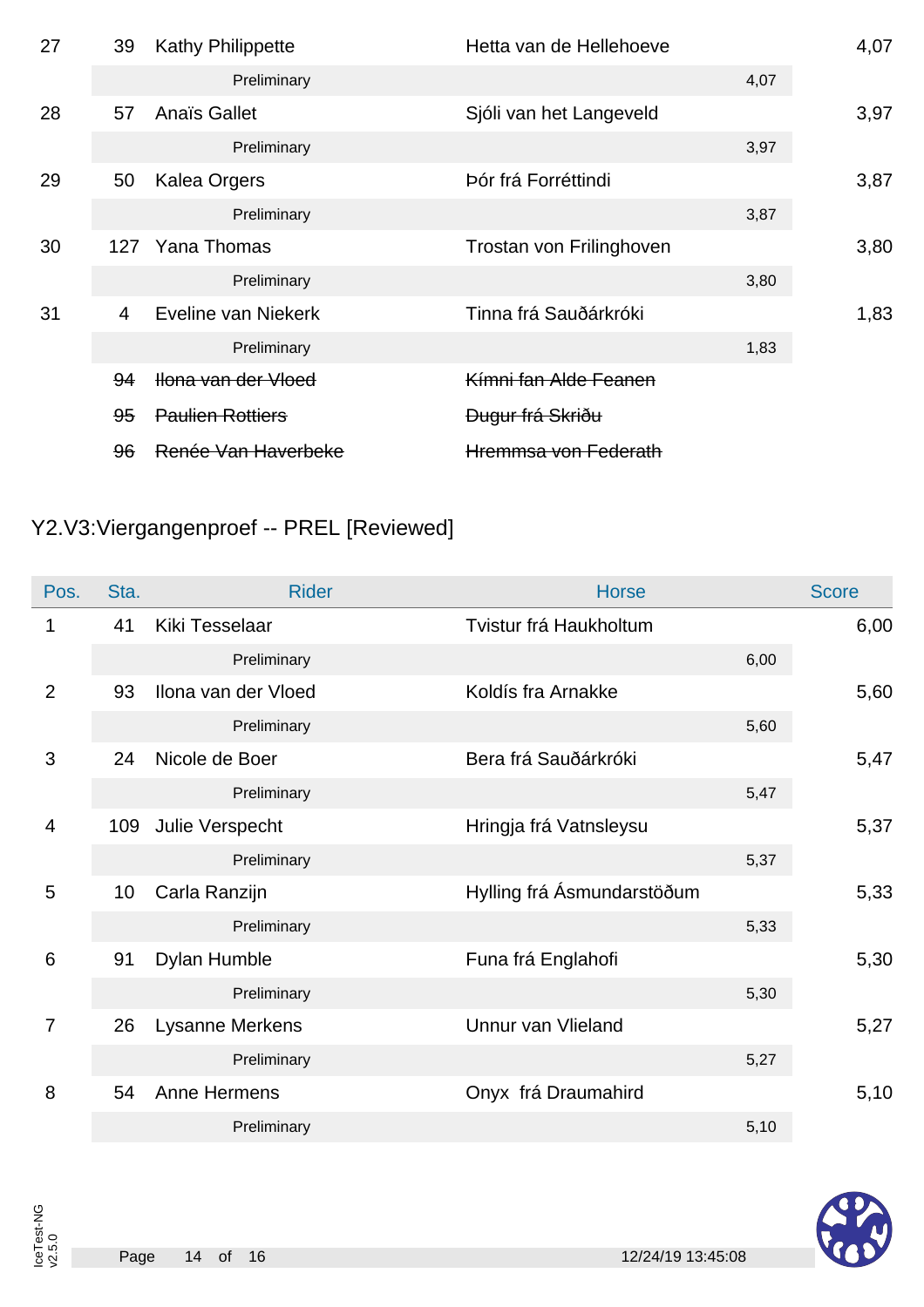| Pos. | Sta. | Rider | Horse | | Score |
|---|---|---|---|---|---|
| 27 | 39 | Kathy Philippette | Hetta van de Hellehoeve | | 4,07 |
| | | Preliminary | | 4,07 | |
| 28 | 57 | Anaïs Gallet | Sjóli van het Langeveld | | 3,97 |
| | | Preliminary | | 3,97 | |
| 29 | 50 | Kalea Orgers | Þór frá Forréttindi | | 3,87 |
| | | Preliminary | | 3,87 | |
| 30 | 127 | Yana Thomas | Trostan von Frilinghoven | | 3,80 |
| | | Preliminary | | 3,80 | |
| 31 | 4 | Eveline van Niekerk | Tinna frá Sauðárkróki | | 1,83 |
| | | Preliminary | | 1,83 | |
| | ~~94~~ | ~~Ilona van der Vloed~~ | ~~Kímni fan Alde Feanen~~ | | |
| | ~~95~~ | ~~Paulien Rottiers~~ | ~~Dugur frá Skriðu~~ | | |
| | ~~96~~ | ~~Renée Van Haverbeke~~ | ~~Hremmsa von Federath~~ | | |

## Y2.V3:Viergangenproef -- PREL [Reviewed]

| Pos. | Sta. | Rider | Horse | | Score |
|---|---|---|---|---|---|
| 1 | 41 | Kiki Tesselaar | Tvistur frá Haukholtum | | 6,00 |
| | | Preliminary | | 6,00 | |
| 2 | 93 | Ilona van der Vloed | Koldís fra Arnakke | | 5,60 |
| | | Preliminary | | 5,60 | |
| 3 | 24 | Nicole de Boer | Bera frá Sauðárkróki | | 5,47 |
| | | Preliminary | | 5,47 | |
| 4 | 109 | Julie Verspecht | Hringja frá Vatnsleysu | | 5,37 |
| | | Preliminary | | 5,37 | |
| 5 | 10 | Carla Ranzijn | Hylling frá Ásmundarstöðum | | 5,33 |
| | | Preliminary | | 5,33 | |
| 6 | 91 | Dylan Humble | Funa frá Englahofi | | 5,30 |
| | | Preliminary | | 5,30 | |
| 7 | 26 | Lysanne Merkens | Unnur van Vlieland | | 5,27 |
| | | Preliminary | | 5,27 | |
| 8 | 54 | Anne Hermens | Onyx frá Draumahird | | 5,10 |
| | | Preliminary | | 5,10 | |

IceTest-NG v2.5.0

12/24/19 13:45:08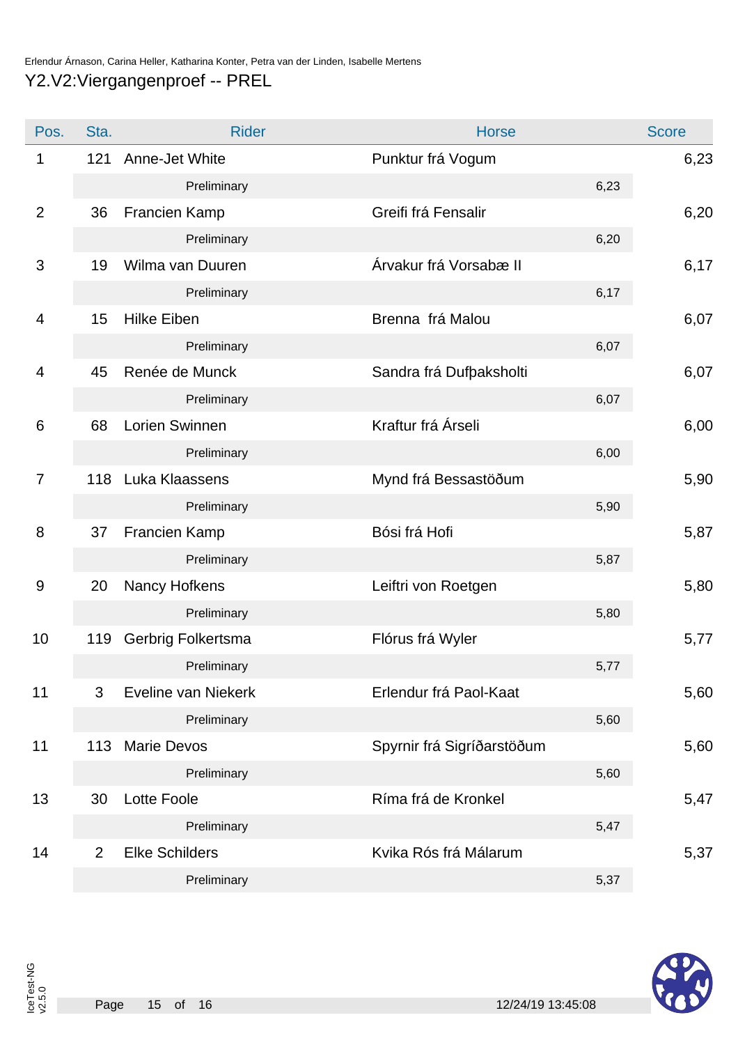Erlendur Árnason, Carina Heller, Katharina Konter, Petra van der Linden, Isabelle Mertens

## Y2.V2:Viergangenproef -- PREL

| Pos. | Sta. | Rider | Horse | | Score |
|---|---|---|---|---|---|
| 1 | 121 | Anne-Jet White | Punktur frá Vogum | | 6,23 |
| | | Preliminary | | 6,23 | |
| 2 | 36 | Francien Kamp | Greifi frá Fensalir | | 6,20 |
| | | Preliminary | | 6,20 | |
| 3 | 19 | Wilma van Duuren | Árvakur frá Vorsabæ II | | 6,17 |
| | | Preliminary | | 6,17 | |
| 4 | 15 | Hilke Eiben | Brenna  frá Malou | | 6,07 |
| | | Preliminary | | 6,07 | |
| 4 | 45 | Renée de Munck | Sandra frá Dufþaksholti | | 6,07 |
| | | Preliminary | | 6,07 | |
| 6 | 68 | Lorien Swinnen | Kraftur frá Árseli | | 6,00 |
| | | Preliminary | | 6,00 | |
| 7 | 118 | Luka Klaassens | Mynd frá Bessastöðum | | 5,90 |
| | | Preliminary | | 5,90 | |
| 8 | 37 | Francien Kamp | Bósi frá Hofi | | 5,87 |
| | | Preliminary | | 5,87 | |
| 9 | 20 | Nancy Hofkens | Leiftri von Roetgen | | 5,80 |
| | | Preliminary | | 5,80 | |
| 10 | 119 | Gerbrig Folkertsma | Flórus frá Wyler | | 5,77 |
| | | Preliminary | | 5,77 | |
| 11 | 3 | Eveline van Niekerk | Erlendur frá Paol-Kaat | | 5,60 |
| | | Preliminary | | 5,60 | |
| 11 | 113 | Marie Devos | Spyrnir frá Sigríðarstöðum | | 5,60 |
| | | Preliminary | | 5,60 | |
| 13 | 30 | Lotte Foole | Ríma frá de Kronkel | | 5,47 |
| | | Preliminary | | 5,47 | |
| 14 | 2 | Elke Schilders | Kvika Rós frá Málarum | | 5,37 |
| | | Preliminary | | 5,37 | |

IceTest-NG v2.5.0

12/24/19 13:45:08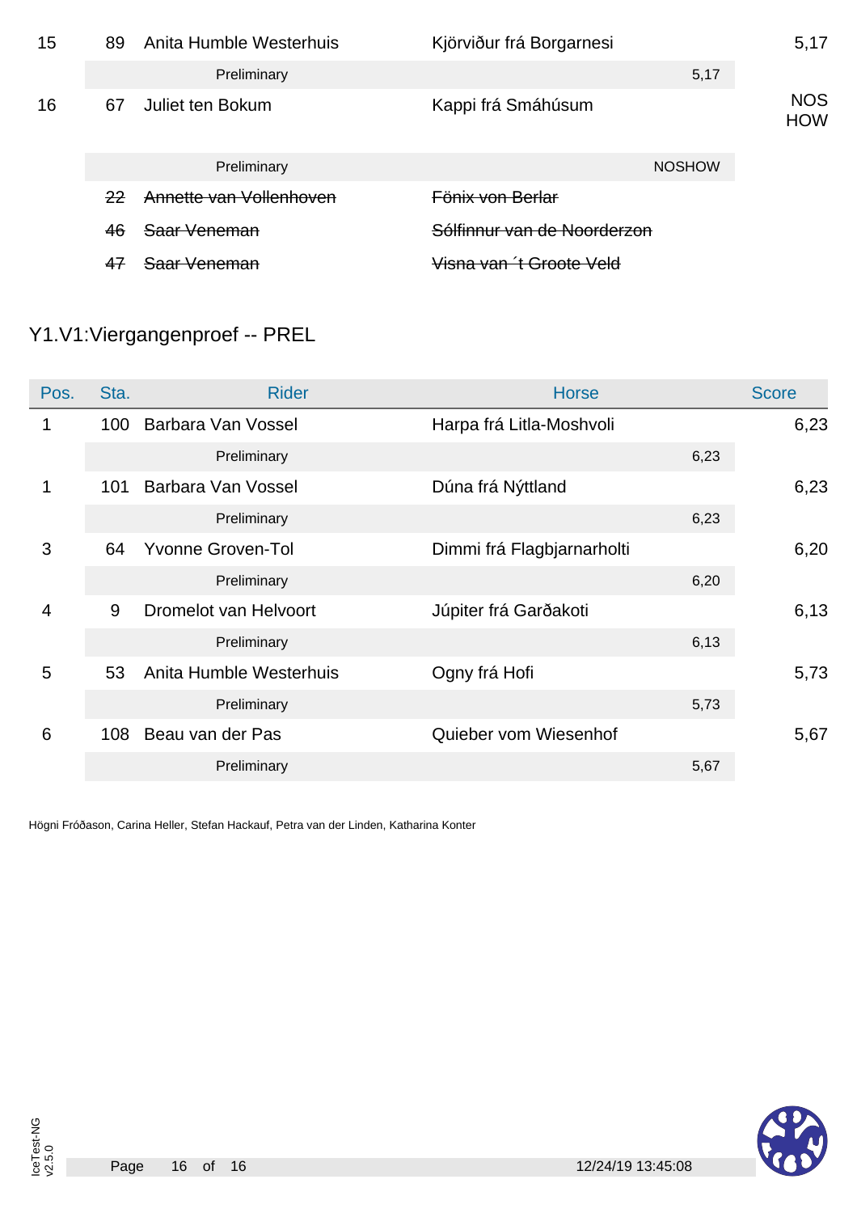| | | | | |
|---|---|---|---|---|
| 15 | 89 | Anita Humble Westerhuis | Kjörviður frá Borgarnesi | 5,17 |
| | | Preliminary | 5,17 | |
| 16 | 67 | Juliet ten Bokum | Kappi frá Smáhúsum | NOSHOW |
| | | Preliminary | NOSHOW | |
| | 22 | ~~Annette van Vollenhoven~~ | ~~Fönix von Berlar~~ | |
| | 46 | ~~Saar Veneman~~ | ~~Sólfinnur van de Noorderzon~~ | |
| | 47 | ~~Saar Veneman~~ | ~~Visna van ´t Groote Veld~~ | |

## Y1.V1:Viergangenproef -- PREL

| Pos. | Sta. | Rider | Horse | Score |
|---|---|---|---|---|
| 1 | 100 | Barbara Van Vossel | Harpa frá Litla-Moshvoli | 6,23 |
| | | Preliminary | 6,23 | |
| 1 | 101 | Barbara Van Vossel | Dúna frá Nýttland | 6,23 |
| | | Preliminary | 6,23 | |
| 3 | 64 | Yvonne Groven-Tol | Dimmi frá Flagbjarnarholti | 6,20 |
| | | Preliminary | 6,20 | |
| 4 | 9 | Dromelot van Helvoort | Júpiter frá Garðakoti | 6,13 |
| | | Preliminary | 6,13 | |
| 5 | 53 | Anita Humble Westerhuis | Ogny frá Hofi | 5,73 |
| | | Preliminary | 5,73 | |
| 6 | 108 | Beau van der Pas | Quieber vom Wiesenhof | 5,67 |
| | | Preliminary | 5,67 | |

Högni Fróðason, Carina Heller, Stefan Hackauf, Petra van der Linden, Katharina Konter

IceTest-NG v2.5.0

12/24/19 13:45:08